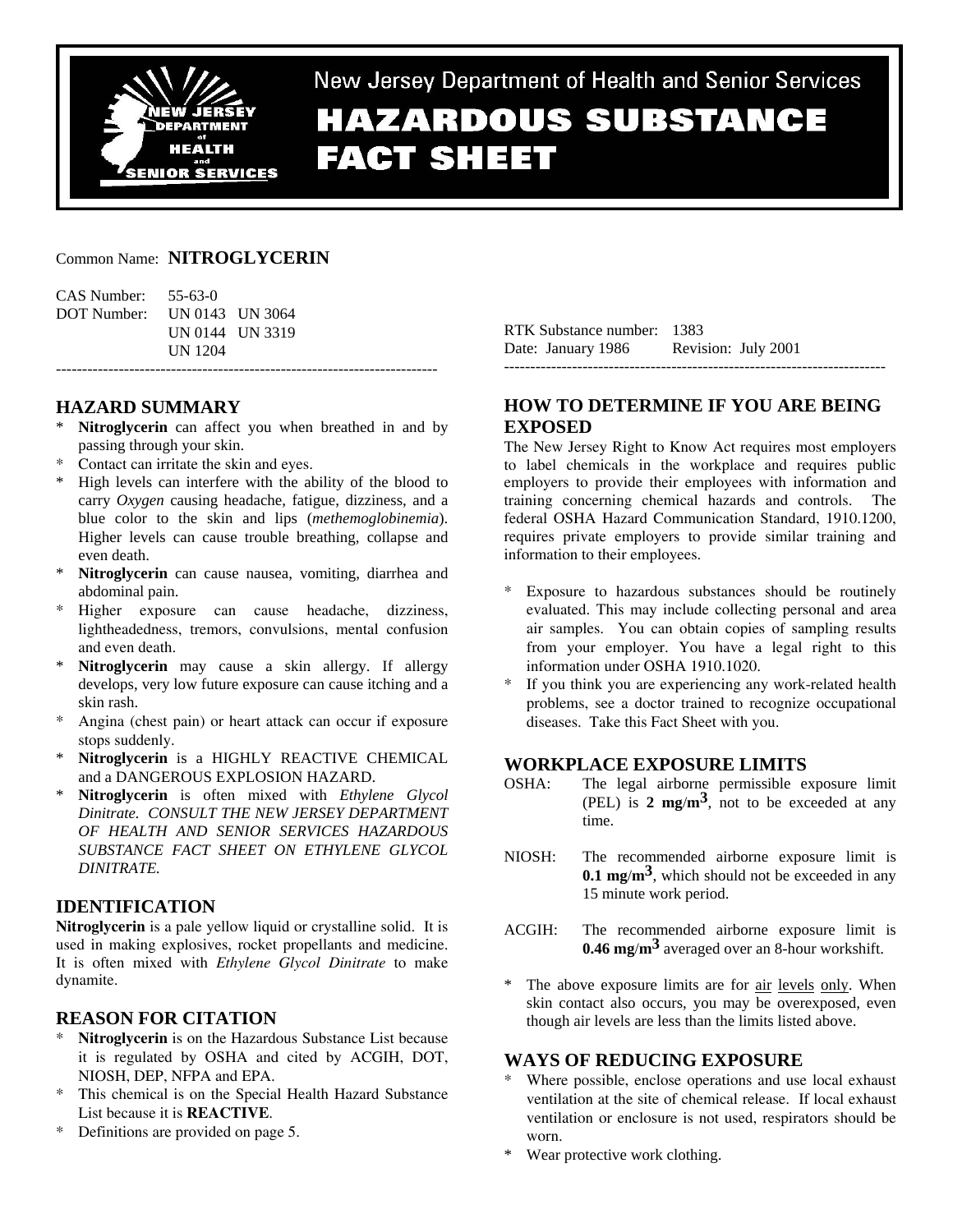New Jersey Department of Health and Senior Services

# HAZARDOUS SUBSTANCE FACT SHEET

Common Name: **NITROGLYCERIN**

CAS Number: 55-63-0
DOT Number: UN 0143 UN 3064
UN 0144 UN 3319
UN 1204

RTK Substance number: 1383
Date: January 1986 Revision: July 2001

---

## HAZARD SUMMARY

* **Nitroglycerin** can affect you when breathed in and by passing through your skin.
* Contact can irritate the skin and eyes.
* High levels can interfere with the ability of the blood to carry *Oxygen* causing headache, fatigue, dizziness, and a blue color to the skin and lips (*methemoglobinemia*). Higher levels can cause trouble breathing, collapse and even death.
* **Nitroglycerin** can cause nausea, vomiting, diarrhea and abdominal pain.
* Higher exposure can cause headache, dizziness, lightheadedness, tremors, convulsions, mental confusion and even death.
* **Nitroglycerin** may cause a skin allergy. If allergy develops, very low future exposure can cause itching and a skin rash.
* Angina (chest pain) or heart attack can occur if exposure stops suddenly.
* **Nitroglycerin** is a HIGHLY REACTIVE CHEMICAL and a DANGEROUS EXPLOSION HAZARD.
* **Nitroglycerin** is often mixed with *Ethylene Glycol Dinitrate. CONSULT THE NEW JERSEY DEPARTMENT OF HEALTH AND SENIOR SERVICES HAZARDOUS SUBSTANCE FACT SHEET ON ETHYLENE GLYCOL DINITRATE.*

## IDENTIFICATION

**Nitroglycerin** is a pale yellow liquid or crystalline solid. It is used in making explosives, rocket propellants and medicine. It is often mixed with *Ethylene Glycol Dinitrate* to make dynamite.

## REASON FOR CITATION

* **Nitroglycerin** is on the Hazardous Substance List because it is regulated by OSHA and cited by ACGIH, DOT, NIOSH, DEP, NFPA and EPA.
* This chemical is on the Special Health Hazard Substance List because it is **REACTIVE**.
* Definitions are provided on page 5.

## HOW TO DETERMINE IF YOU ARE BEING EXPOSED

The New Jersey Right to Know Act requires most employers to label chemicals in the workplace and requires public employers to provide their employees with information and training concerning chemical hazards and controls. The federal OSHA Hazard Communication Standard, 1910.1200, requires private employers to provide similar training and information to their employees.

* Exposure to hazardous substances should be routinely evaluated. This may include collecting personal and area air samples. You can obtain copies of sampling results from your employer. You have a legal right to this information under OSHA 1910.1020.
* If you think you are experiencing any work-related health problems, see a doctor trained to recognize occupational diseases. Take this Fact Sheet with you.

## WORKPLACE EXPOSURE LIMITS

OSHA: The legal airborne permissible exposure limit (PEL) is **2 mg/m$^3$**, not to be exceeded at any time.

NIOSH: The recommended airborne exposure limit is **0.1 mg/m$^3$**, which should not be exceeded in any 15 minute work period.

ACGIH: The recommended airborne exposure limit is **0.46 mg/m$^3$** averaged over an 8-hour workshift.

* The above exposure limits are for air levels only. When skin contact also occurs, you may be overexposed, even though air levels are less than the limits listed above.

## WAYS OF REDUCING EXPOSURE

* Where possible, enclose operations and use local exhaust ventilation at the site of chemical release. If local exhaust ventilation or enclosure is not used, respirators should be worn.
* Wear protective work clothing.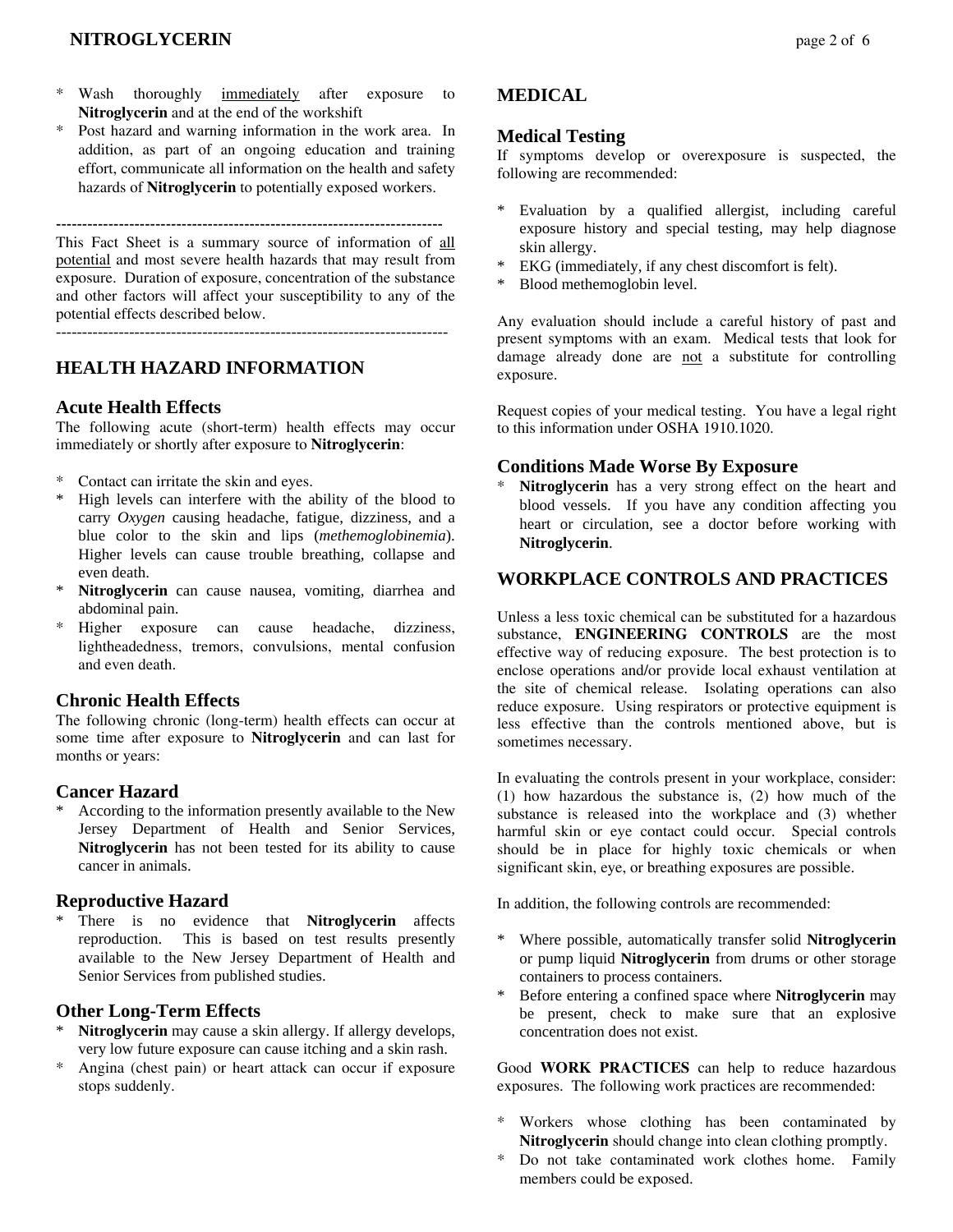* Wash thoroughly immediately after exposure to **Nitroglycerin** and at the end of the workshift
* Post hazard and warning information in the work area. In addition, as part of an ongoing education and training effort, communicate all information on the health and safety hazards of **Nitroglycerin** to potentially exposed workers.

---

This Fact Sheet is a summary source of information of all potential and most severe health hazards that may result from exposure. Duration of exposure, concentration of the substance and other factors will affect your susceptibility to any of the potential effects described below.

---

## HEALTH HAZARD INFORMATION

### Acute Health Effects

The following acute (short-term) health effects may occur immediately or shortly after exposure to **Nitroglycerin**:

* Contact can irritate the skin and eyes.
* High levels can interfere with the ability of the blood to carry *Oxygen* causing headache, fatigue, dizziness, and a blue color to the skin and lips (*methemoglobinemia*). Higher levels can cause trouble breathing, collapse and even death.
* **Nitroglycerin** can cause nausea, vomiting, diarrhea and abdominal pain.
* Higher exposure can cause headache, dizziness, lightheadedness, tremors, convulsions, mental confusion and even death.

### Chronic Health Effects

The following chronic (long-term) health effects can occur at some time after exposure to **Nitroglycerin** and can last for months or years:

### Cancer Hazard

* According to the information presently available to the New Jersey Department of Health and Senior Services, **Nitroglycerin** has not been tested for its ability to cause cancer in animals.

### Reproductive Hazard

* There is no evidence that **Nitroglycerin** affects reproduction. This is based on test results presently available to the New Jersey Department of Health and Senior Services from published studies.

### Other Long-Term Effects

* **Nitroglycerin** may cause a skin allergy. If allergy develops, very low future exposure can cause itching and a skin rash.
* Angina (chest pain) or heart attack can occur if exposure stops suddenly.

## MEDICAL

### Medical Testing

If symptoms develop or overexposure is suspected, the following are recommended:

* Evaluation by a qualified allergist, including careful exposure history and special testing, may help diagnose skin allergy.
* EKG (immediately, if any chest discomfort is felt).
* Blood methemoglobin level.

Any evaluation should include a careful history of past and present symptoms with an exam. Medical tests that look for damage already done are not a substitute for controlling exposure.

Request copies of your medical testing. You have a legal right to this information under OSHA 1910.1020.

### Conditions Made Worse By Exposure

* **Nitroglycerin** has a very strong effect on the heart and blood vessels. If you have any condition affecting you heart or circulation, see a doctor before working with **Nitroglycerin**.

## WORKPLACE CONTROLS AND PRACTICES

Unless a less toxic chemical can be substituted for a hazardous substance, **ENGINEERING CONTROLS** are the most effective way of reducing exposure. The best protection is to enclose operations and/or provide local exhaust ventilation at the site of chemical release. Isolating operations can also reduce exposure. Using respirators or protective equipment is less effective than the controls mentioned above, but is sometimes necessary.

In evaluating the controls present in your workplace, consider: (1) how hazardous the substance is, (2) how much of the substance is released into the workplace and (3) whether harmful skin or eye contact could occur. Special controls should be in place for highly toxic chemicals or when significant skin, eye, or breathing exposures are possible.

In addition, the following controls are recommended:

* Where possible, automatically transfer solid **Nitroglycerin** or pump liquid **Nitroglycerin** from drums or other storage containers to process containers.
* Before entering a confined space where **Nitroglycerin** may be present, check to make sure that an explosive concentration does not exist.

Good **WORK PRACTICES** can help to reduce hazardous exposures. The following work practices are recommended:

* Workers whose clothing has been contaminated by **Nitroglycerin** should change into clean clothing promptly.
* Do not take contaminated work clothes home. Family members could be exposed.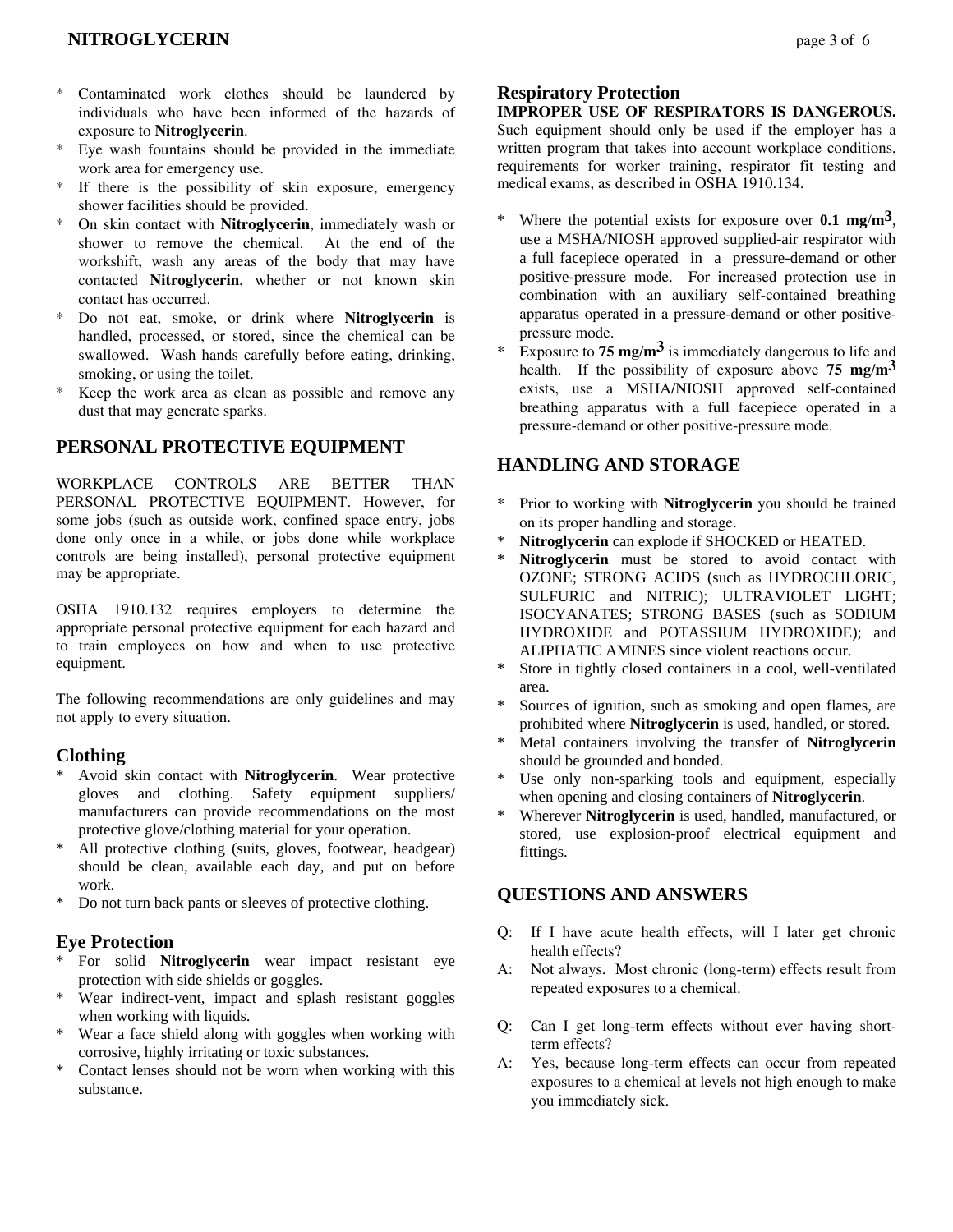* Contaminated work clothes should be laundered by individuals who have been informed of the hazards of exposure to **Nitroglycerin**.
* Eye wash fountains should be provided in the immediate work area for emergency use.
* If there is the possibility of skin exposure, emergency shower facilities should be provided.
* On skin contact with **Nitroglycerin**, immediately wash or shower to remove the chemical. At the end of the workshift, wash any areas of the body that may have contacted **Nitroglycerin**, whether or not known skin contact has occurred.
* Do not eat, smoke, or drink where **Nitroglycerin** is handled, processed, or stored, since the chemical can be swallowed. Wash hands carefully before eating, drinking, smoking, or using the toilet.
* Keep the work area as clean as possible and remove any dust that may generate sparks.

## PERSONAL PROTECTIVE EQUIPMENT

WORKPLACE CONTROLS ARE BETTER THAN PERSONAL PROTECTIVE EQUIPMENT. However, for some jobs (such as outside work, confined space entry, jobs done only once in a while, or jobs done while workplace controls are being installed), personal protective equipment may be appropriate.

OSHA 1910.132 requires employers to determine the appropriate personal protective equipment for each hazard and to train employees on how and when to use protective equipment.

The following recommendations are only guidelines and may not apply to every situation.

### Clothing

* Avoid skin contact with **Nitroglycerin**. Wear protective gloves and clothing. Safety equipment suppliers/ manufacturers can provide recommendations on the most protective glove/clothing material for your operation.
* All protective clothing (suits, gloves, footwear, headgear) should be clean, available each day, and put on before work.
* Do not turn back pants or sleeves of protective clothing.

### Eye Protection

* For solid **Nitroglycerin** wear impact resistant eye protection with side shields or goggles.
* Wear indirect-vent, impact and splash resistant goggles when working with liquids.
* Wear a face shield along with goggles when working with corrosive, highly irritating or toxic substances.
* Contact lenses should not be worn when working with this substance.

### Respiratory Protection

**IMPROPER USE OF RESPIRATORS IS DANGEROUS.** Such equipment should only be used if the employer has a written program that takes into account workplace conditions, requirements for worker training, respirator fit testing and medical exams, as described in OSHA 1910.134.

* Where the potential exists for exposure over **0.1 mg/m$^3$**, use a MSHA/NIOSH approved supplied-air respirator with a full facepiece operated in a pressure-demand or other positive-pressure mode. For increased protection use in combination with an auxiliary self-contained breathing apparatus operated in a pressure-demand or other positive-pressure mode.
* Exposure to **75 mg/m$^3$** is immediately dangerous to life and health. If the possibility of exposure above **75 mg/m$^3$** exists, use a MSHA/NIOSH approved self-contained breathing apparatus with a full facepiece operated in a pressure-demand or other positive-pressure mode.

## HANDLING AND STORAGE

* Prior to working with **Nitroglycerin** you should be trained on its proper handling and storage.
* **Nitroglycerin** can explode if SHOCKED or HEATED.
* **Nitroglycerin** must be stored to avoid contact with OZONE; STRONG ACIDS (such as HYDROCHLORIC, SULFURIC and NITRIC); ULTRAVIOLET LIGHT; ISOCYANATES; STRONG BASES (such as SODIUM HYDROXIDE and POTASSIUM HYDROXIDE); and ALIPHATIC AMINES since violent reactions occur.
* Store in tightly closed containers in a cool, well-ventilated area.
* Sources of ignition, such as smoking and open flames, are prohibited where **Nitroglycerin** is used, handled, or stored.
* Metal containers involving the transfer of **Nitroglycerin** should be grounded and bonded.
* Use only non-sparking tools and equipment, especially when opening and closing containers of **Nitroglycerin**.
* Wherever **Nitroglycerin** is used, handled, manufactured, or stored, use explosion-proof electrical equipment and fittings.

## QUESTIONS AND ANSWERS

Q: If I have acute health effects, will I later get chronic health effects?
A: Not always. Most chronic (long-term) effects result from repeated exposures to a chemical.

Q: Can I get long-term effects without ever having short-term effects?
A: Yes, because long-term effects can occur from repeated exposures to a chemical at levels not high enough to make you immediately sick.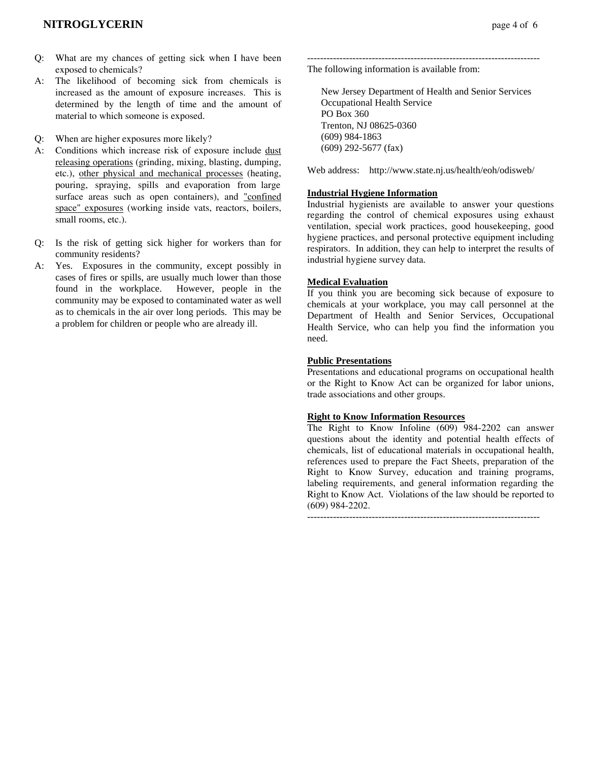Q: What are my chances of getting sick when I have been exposed to chemicals?

A: The likelihood of becoming sick from chemicals is increased as the amount of exposure increases. This is determined by the length of time and the amount of material to which someone is exposed.

Q: When are higher exposures more likely?

A: Conditions which increase risk of exposure include dust releasing operations (grinding, mixing, blasting, dumping, etc.), other physical and mechanical processes (heating, pouring, spraying, spills and evaporation from large surface areas such as open containers), and "confined space" exposures (working inside vats, reactors, boilers, small rooms, etc.).

Q: Is the risk of getting sick higher for workers than for community residents?

A: Yes. Exposures in the community, except possibly in cases of fires or spills, are usually much lower than those found in the workplace. However, people in the community may be exposed to contaminated water as well as to chemicals in the air over long periods. This may be a problem for children or people who are already ill.

---

The following information is available from:

New Jersey Department of Health and Senior Services
Occupational Health Service
PO Box 360
Trenton, NJ 08625-0360
(609) 984-1863
(609) 292-5677 (fax)

Web address: http://www.state.nj.us/health/eoh/odisweb/

**Industrial Hygiene Information**

Industrial hygienists are available to answer your questions regarding the control of chemical exposures using exhaust ventilation, special work practices, good housekeeping, good hygiene practices, and personal protective equipment including respirators. In addition, they can help to interpret the results of industrial hygiene survey data.

**Medical Evaluation**

If you think you are becoming sick because of exposure to chemicals at your workplace, you may call personnel at the Department of Health and Senior Services, Occupational Health Service, who can help you find the information you need.

**Public Presentations**

Presentations and educational programs on occupational health or the Right to Know Act can be organized for labor unions, trade associations and other groups.

**Right to Know Information Resources**

The Right to Know Infoline (609) 984-2202 can answer questions about the identity and potential health effects of chemicals, list of educational materials in occupational health, references used to prepare the Fact Sheets, preparation of the Right to Know Survey, education and training programs, labeling requirements, and general information regarding the Right to Know Act. Violations of the law should be reported to (609) 984-2202.

---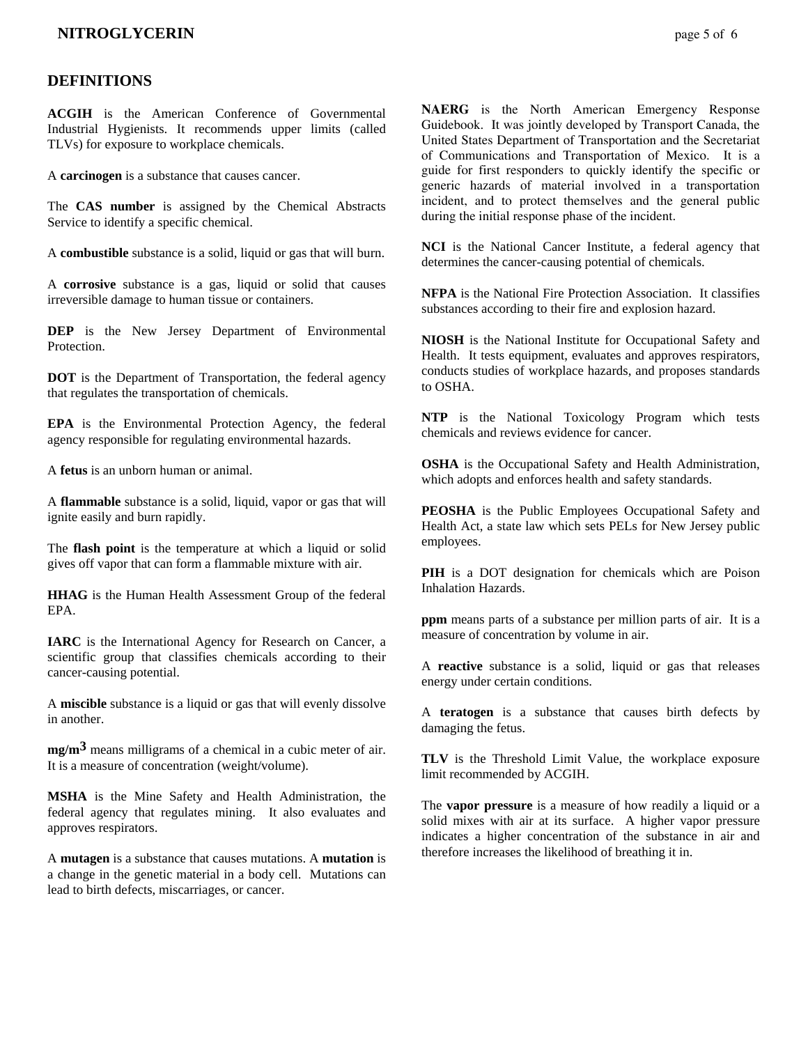## DEFINITIONS

**ACGIH** is the American Conference of Governmental Industrial Hygienists. It recommends upper limits (called TLVs) for exposure to workplace chemicals.

A **carcinogen** is a substance that causes cancer.

The **CAS number** is assigned by the Chemical Abstracts Service to identify a specific chemical.

A **combustible** substance is a solid, liquid or gas that will burn.

A **corrosive** substance is a gas, liquid or solid that causes irreversible damage to human tissue or containers.

**DEP** is the New Jersey Department of Environmental Protection.

**DOT** is the Department of Transportation, the federal agency that regulates the transportation of chemicals.

**EPA** is the Environmental Protection Agency, the federal agency responsible for regulating environmental hazards.

A **fetus** is an unborn human or animal.

A **flammable** substance is a solid, liquid, vapor or gas that will ignite easily and burn rapidly.

The **flash point** is the temperature at which a liquid or solid gives off vapor that can form a flammable mixture with air.

**HHAG** is the Human Health Assessment Group of the federal EPA.

**IARC** is the International Agency for Research on Cancer, a scientific group that classifies chemicals according to their cancer-causing potential.

A **miscible** substance is a liquid or gas that will evenly dissolve in another.

**$mg/m^3$** means milligrams of a chemical in a cubic meter of air. It is a measure of concentration (weight/volume).

**MSHA** is the Mine Safety and Health Administration, the federal agency that regulates mining. It also evaluates and approves respirators.

A **mutagen** is a substance that causes mutations. A **mutation** is a change in the genetic material in a body cell. Mutations can lead to birth defects, miscarriages, or cancer.

**NAERG** is the North American Emergency Response Guidebook. It was jointly developed by Transport Canada, the United States Department of Transportation and the Secretariat of Communications and Transportation of Mexico. It is a guide for first responders to quickly identify the specific or generic hazards of material involved in a transportation incident, and to protect themselves and the general public during the initial response phase of the incident.

**NCI** is the National Cancer Institute, a federal agency that determines the cancer-causing potential of chemicals.

**NFPA** is the National Fire Protection Association. It classifies substances according to their fire and explosion hazard.

**NIOSH** is the National Institute for Occupational Safety and Health. It tests equipment, evaluates and approves respirators, conducts studies of workplace hazards, and proposes standards to OSHA.

**NTP** is the National Toxicology Program which tests chemicals and reviews evidence for cancer.

**OSHA** is the Occupational Safety and Health Administration, which adopts and enforces health and safety standards.

**PEOSHA** is the Public Employees Occupational Safety and Health Act, a state law which sets PELs for New Jersey public employees.

**PIH** is a DOT designation for chemicals which are Poison Inhalation Hazards.

**ppm** means parts of a substance per million parts of air. It is a measure of concentration by volume in air.

A **reactive** substance is a solid, liquid or gas that releases energy under certain conditions.

A **teratogen** is a substance that causes birth defects by damaging the fetus.

**TLV** is the Threshold Limit Value, the workplace exposure limit recommended by ACGIH.

The **vapor pressure** is a measure of how readily a liquid or a solid mixes with air at its surface. A higher vapor pressure indicates a higher concentration of the substance in air and therefore increases the likelihood of breathing it in.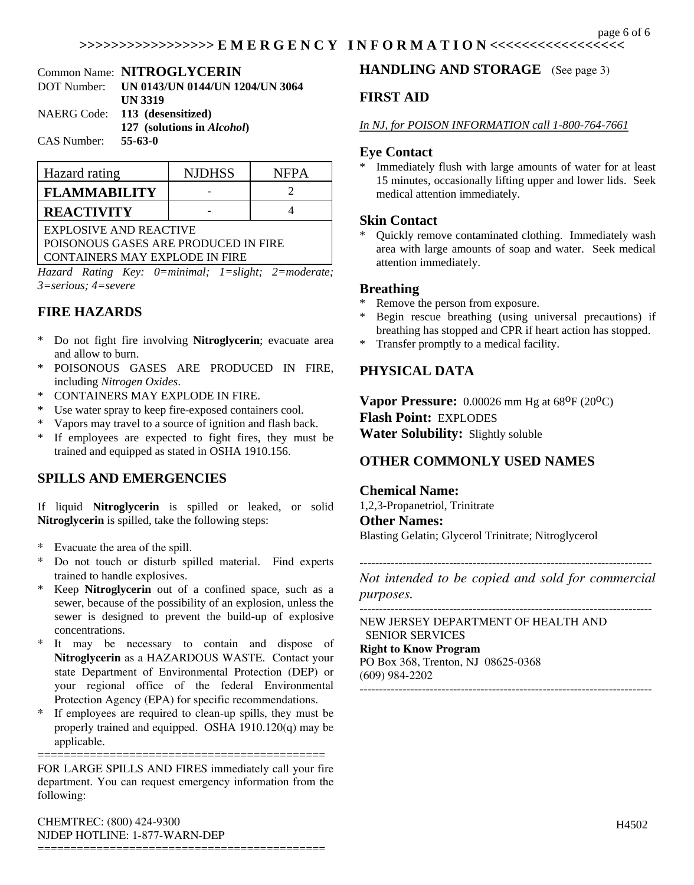# >>>>>>>>>>>>>>>>> E M E R G E N C Y   I N F O R M A T I O N <<<<<<<<<<<<<<<<<

Common Name: **NITROGLYCERIN**
DOT Number: **UN 0143/UN 0144/UN 1204/UN 3064 UN 3319**
NAERG Code: **113 (desensitized)**
**127 (solutions in *Alcohol*)**
CAS Number: **55-63-0**

| Hazard rating | NJDHSS | NFPA |
|---|---|---|
| **FLAMMABILITY** | - | 2 |
| **REACTIVITY** | - | 4 |
| EXPLOSIVE AND REACTIVE<br>POISONOUS GASES ARE PRODUCED IN FIRE<br>CONTAINERS MAY EXPLODE IN FIRE | | |

*Hazard Rating Key: 0=minimal; 1=slight; 2=moderate; 3=serious; 4=severe*

## FIRE HAZARDS

* Do not fight fire involving **Nitroglycerin**; evacuate area and allow to burn.
* POISONOUS GASES ARE PRODUCED IN FIRE, including *Nitrogen Oxides*.
* CONTAINERS MAY EXPLODE IN FIRE.
* Use water spray to keep fire-exposed containers cool.
* Vapors may travel to a source of ignition and flash back.
* If employees are expected to fight fires, they must be trained and equipped as stated in OSHA 1910.156.

## SPILLS AND EMERGENCIES

If liquid **Nitroglycerin** is spilled or leaked, or solid **Nitroglycerin** is spilled, take the following steps:

* Evacuate the area of the spill.
* Do not touch or disturb spilled material. Find experts trained to handle explosives.
* Keep **Nitroglycerin** out of a confined space, such as a sewer, because of the possibility of an explosion, unless the sewer is designed to prevent the build-up of explosive concentrations.
* It may be necessary to contain and dispose of **Nitroglycerin** as a HAZARDOUS WASTE. Contact your state Department of Environmental Protection (DEP) or your regional office of the federal Environmental Protection Agency (EPA) for specific recommendations.
* If employees are required to clean-up spills, they must be properly trained and equipped. OSHA 1910.120(q) may be applicable.

===========================================

FOR LARGE SPILLS AND FIRES immediately call your fire department. You can request emergency information from the following:

CHEMTREC: (800) 424-9300
NJDEP HOTLINE: 1-877-WARN-DEP

===========================================

## HANDLING AND STORAGE (See page 3)

## FIRST AID

*In NJ, for POISON INFORMATION call 1-800-764-7661*

### Eye Contact

* Immediately flush with large amounts of water for at least 15 minutes, occasionally lifting upper and lower lids. Seek medical attention immediately.

### Skin Contact

* Quickly remove contaminated clothing. Immediately wash area with large amounts of soap and water. Seek medical attention immediately.

### Breathing

* Remove the person from exposure.
* Begin rescue breathing (using universal precautions) if breathing has stopped and CPR if heart action has stopped.
* Transfer promptly to a medical facility.

## PHYSICAL DATA

**Vapor Pressure:** 0.00026 mm Hg at 68°F (20°C)
**Flash Point:** EXPLODES
**Water Solubility:** Slightly soluble

## OTHER COMMONLY USED NAMES

**Chemical Name:**
1,2,3-Propanetriol, Trinitrate
**Other Names:**
Blasting Gelatin; Glycerol Trinitrate; Nitroglycerol

---

*Not intended to be copied and sold for commercial purposes.*

---

NEW JERSEY DEPARTMENT OF HEALTH AND SENIOR SERVICES
**Right to Know Program**
PO Box 368, Trenton, NJ 08625-0368
(609) 984-2202

---

H4502